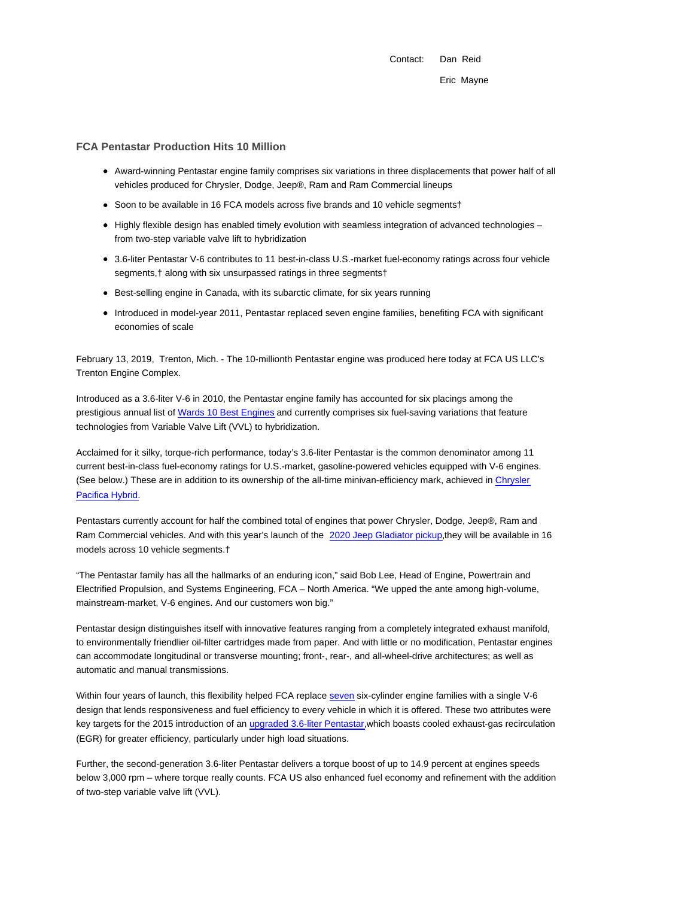Contact: Dan Reid

Eric Mayne

## FCA Pentastar Production Hits 10 Million

- Award-winning Pentastar engine family comprises six variations in three displacements that power half of all vehicles produced for Chrysler, Dodge, Jeep®, Ram and Ram Commercial lineups
- Soon to be available in 16 FCA models across five brands and 10 vehicle segments†
- Highly flexible design has enabled timely evolution with seamless integration of advanced technologies – from two-step variable valve lift to hybridization
- 3.6-liter Pentastar V-6 contributes to 11 best-in-class U.S.-market fuel-economy ratings across four vehicle segments,† along with six unsurpassed ratings in three segments†
- Best-selling engine in Canada, with its subarctic climate, for six years running
- Introduced in model-year 2011, Pentastar replaced seven engine families, benefiting FCA with significant economies of scale

February 13, 2019, Trenton, Mich. - The 10-millionth Pentastar engine was produced here today at FCA US LLC's Trenton Engine Complex.

Introduced as a 3.6-liter V-6 in 2010, the Pentastar engine family has accounted for six placings among the prestigious annual list of Wards 10 Best Engines and currently comprises six fuel-saving variations that feature technologies from Variable Valve Lift (VVL) to hybridization.

Acclaimed for it silky, torque-rich performance, today's 3.6-liter Pentastar is the common denominator among 11 current best-in-class fuel-economy ratings for U.S.-market, gasoline-powered vehicles equipped with V-6 engines. (See below.) These are in addition to its ownership of the all-time minivan-efficiency mark, achieved in Chrysler Pacifica Hybrid.

Pentastars currently account for half the combined total of engines that power Chrysler, Dodge, Jeep®, Ram and Ram Commercial vehicles. And with this year's launch of the 2020 Jeep Gladiator pickup,they will be available in 16 models across 10 vehicle segments.†

"The Pentastar family has all the hallmarks of an enduring icon," said Bob Lee, Head of Engine, Powertrain and Electrified Propulsion, and Systems Engineering, FCA – North America. "We upped the ante among high-volume, mainstream-market, V-6 engines. And our customers won big."

Pentastar design distinguishes itself with innovative features ranging from a completely integrated exhaust manifold, to environmentally friendlier oil-filter cartridges made from paper. And with little or no modification, Pentastar engines can accommodate longitudinal or transverse mounting; front-, rear-, and all-wheel-drive architectures; as well as automatic and manual transmissions.

Within four years of launch, this flexibility helped FCA replace seven six-cylinder engine families with a single V-6 design that lends responsiveness and fuel efficiency to every vehicle in which it is offered. These two attributes were key targets for the 2015 introduction of an upgraded 3.6-liter Pentastar,which boasts cooled exhaust-gas recirculation (EGR) for greater efficiency, particularly under high load situations.

Further, the second-generation 3.6-liter Pentastar delivers a torque boost of up to 14.9 percent at engines speeds below 3,000 rpm – where torque really counts. FCA US also enhanced fuel economy and refinement with the addition of two-step variable valve lift (VVL).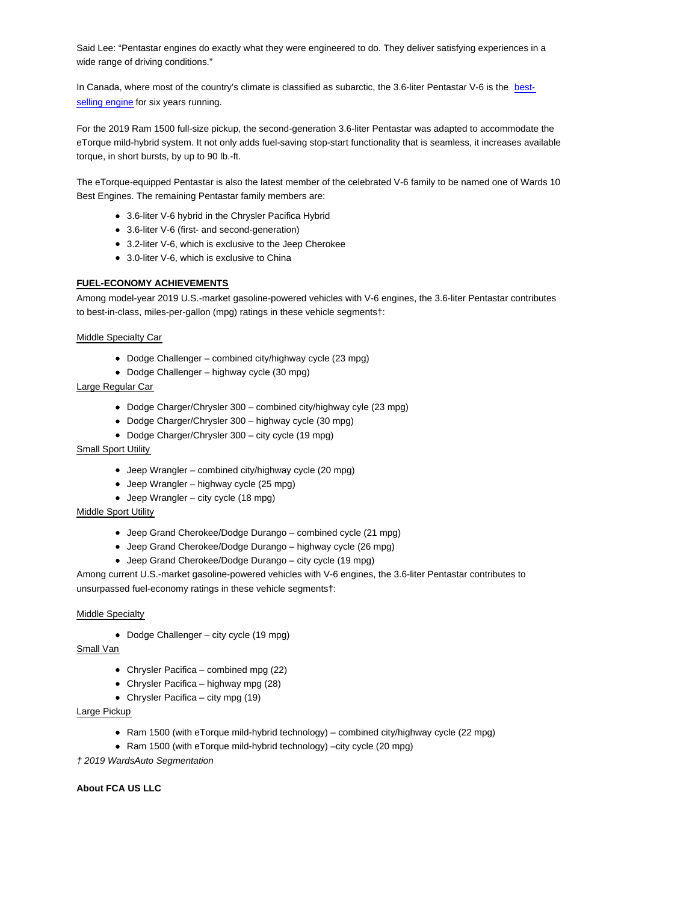Said Lee: “Pentastar engines do exactly what they were engineered to do. They deliver satisfying experiences in a wide range of driving conditions.”

In Canada, where most of the country’s climate is classified as subarctic, the 3.6-liter Pentastar V-6 is the best-selling engine for six years running.

For the 2019 Ram 1500 full-size pickup, the second-generation 3.6-liter Pentastar was adapted to accommodate the eTorque mild-hybrid system. It not only adds fuel-saving stop-start functionality that is seamless, it increases available torque, in short bursts, by up to 90 lb.-ft.

The eTorque-equipped Pentastar is also the latest member of the celebrated V-6 family to be named one of Wards 10 Best Engines. The remaining Pentastar family members are:

- 3.6-liter V-6 hybrid in the Chrysler Pacifica Hybrid
- 3.6-liter V-6 (first- and second-generation)
- 3.2-liter V-6, which is exclusive to the Jeep Cherokee
- 3.0-liter V-6, which is exclusive to China

**FUEL-ECONOMY ACHIEVEMENTS**

Among model-year 2019 U.S.-market gasoline-powered vehicles with V-6 engines, the 3.6-liter Pentastar contributes to best-in-class, miles-per-gallon (mpg) ratings in these vehicle segments†:

Middle Specialty Car

- Dodge Challenger – combined city/highway cycle (23 mpg)
- Dodge Challenger – highway cycle (30 mpg)

Large Regular Car

- Dodge Charger/Chrysler 300 – combined city/highway cyle (23 mpg)
- Dodge Charger/Chrysler 300 – highway cycle (30 mpg)
- Dodge Charger/Chrysler 300 – city cycle (19 mpg)

Small Sport Utility

- Jeep Wrangler – combined city/highway cycle (20 mpg)
- Jeep Wrangler – highway cycle (25 mpg)
- Jeep Wrangler – city cycle (18 mpg)

Middle Sport Utility

- Jeep Grand Cherokee/Dodge Durango – combined cycle (21 mpg)
- Jeep Grand Cherokee/Dodge Durango – highway cycle (26 mpg)
- Jeep Grand Cherokee/Dodge Durango – city cycle (19 mpg)

Among current U.S.-market gasoline-powered vehicles with V-6 engines, the 3.6-liter Pentastar contributes to unsurpassed fuel-economy ratings in these vehicle segments†:

Middle Specialty

- Dodge Challenger – city cycle (19 mpg)

Small Van

- Chrysler Pacifica – combined mpg (22)
- Chrysler Pacifica – highway mpg (28)
- Chrysler Pacifica – city mpg (19)

Large Pickup

- Ram 1500 (with eTorque mild-hybrid technology) – combined city/highway cycle (22 mpg)
- Ram 1500 (with eTorque mild-hybrid technology) –city cycle (20 mpg)

*† 2019 WardsAuto Segmentation*

**About FCA US LLC**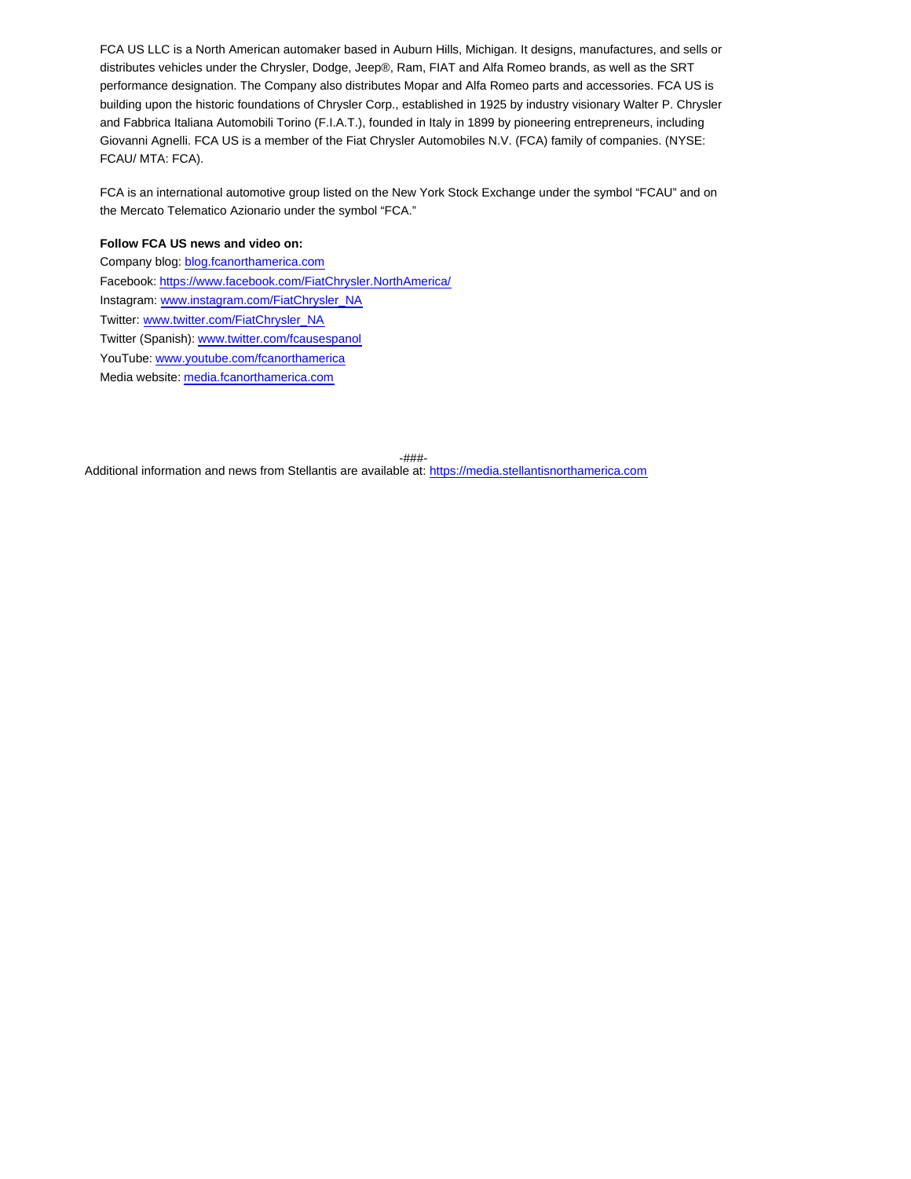FCA US LLC is a North American automaker based in Auburn Hills, Michigan. It designs, manufactures, and sells or distributes vehicles under the Chrysler, Dodge, Jeep®, Ram, FIAT and Alfa Romeo brands, as well as the SRT performance designation. The Company also distributes Mopar and Alfa Romeo parts and accessories. FCA US is building upon the historic foundations of Chrysler Corp., established in 1925 by industry visionary Walter P. Chrysler and Fabbrica Italiana Automobili Torino (F.I.A.T.), founded in Italy in 1899 by pioneering entrepreneurs, including Giovanni Agnelli. FCA US is a member of the Fiat Chrysler Automobiles N.V. (FCA) family of companies. (NYSE: FCAU/ MTA: FCA).

FCA is an international automotive group listed on the New York Stock Exchange under the symbol "FCAU" and on the Mercato Telematico Azionario under the symbol "FCA."

**Follow FCA US news and video on:**

Company blog: [blog.fcanorthamerica.com](http://blog.fcanorthamerica.com)
Facebook: [https://www.facebook.com/FiatChrysler.NorthAmerica/](https://www.facebook.com/FiatChrysler.NorthAmerica/)
Instagram: [www.instagram.com/FiatChrysler_NA](http://www.instagram.com/FiatChrysler_NA)
Twitter: [www.twitter.com/FiatChrysler_NA](http://www.twitter.com/FiatChrysler_NA)
Twitter (Spanish): [www.twitter.com/fcausespanol](http://www.twitter.com/fcausespanol)
YouTube: [www.youtube.com/fcanorthamerica](http://www.youtube.com/fcanorthamerica)
Media website: [media.fcanorthamerica.com](http://media.fcanorthamerica.com)

-###-

Additional information and news from Stellantis are available at: [https://media.stellantisnorthamerica.com](https://media.stellantisnorthamerica.com)